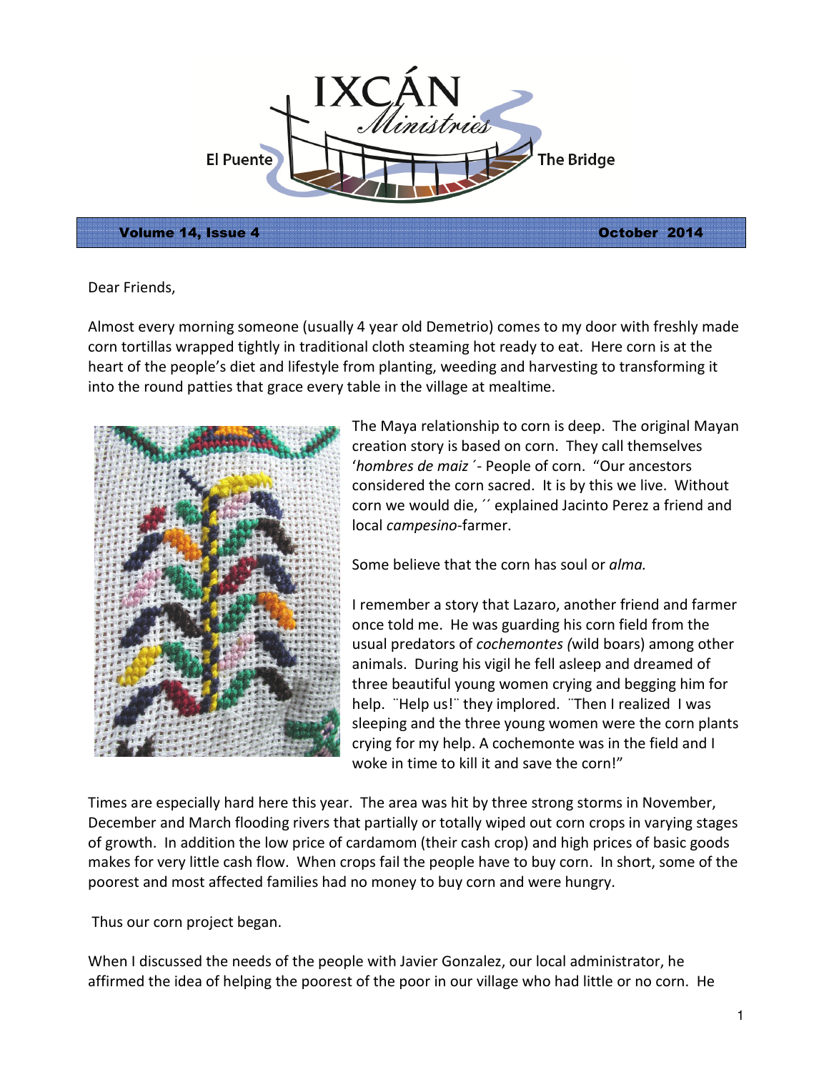# IXCÁN Ministries

El Puente — The Bridge

**Volume 14, Issue 4** **October 2014**

Dear Friends,

Almost every morning someone (usually 4 year old Demetrio) comes to my door with freshly made corn tortillas wrapped tightly in traditional cloth steaming hot ready to eat. Here corn is at the heart of the people's diet and lifestyle from planting, weeding and harvesting to transforming it into the round patties that grace every table in the village at mealtime.

The Maya relationship to corn is deep. The original Mayan creation story is based on corn. They call themselves '*hombres de maiz*´- People of corn. "Our ancestors considered the corn sacred. It is by this we live. Without corn we would die, ´´ explained Jacinto Perez a friend and local *campesino*-farmer.

Some believe that the corn has soul or *alma.*

I remember a story that Lazaro, another friend and farmer once told me. He was guarding his corn field from the usual predators of *cochemontes (*wild boars) among other animals. During his vigil he fell asleep and dreamed of three beautiful young women crying and begging him for help. ¨Help us!¨ they implored. ¨Then I realized I was sleeping and the three young women were the corn plants crying for my help. A cochemonte was in the field and I woke in time to kill it and save the corn!"

Times are especially hard here this year. The area was hit by three strong storms in November, December and March flooding rivers that partially or totally wiped out corn crops in varying stages of growth. In addition the low price of cardamom (their cash crop) and high prices of basic goods makes for very little cash flow. When crops fail the people have to buy corn. In short, some of the poorest and most affected families had no money to buy corn and were hungry.

Thus our corn project began.

When I discussed the needs of the people with Javier Gonzalez, our local administrator, he affirmed the idea of helping the poorest of the poor in our village who had little or no corn. He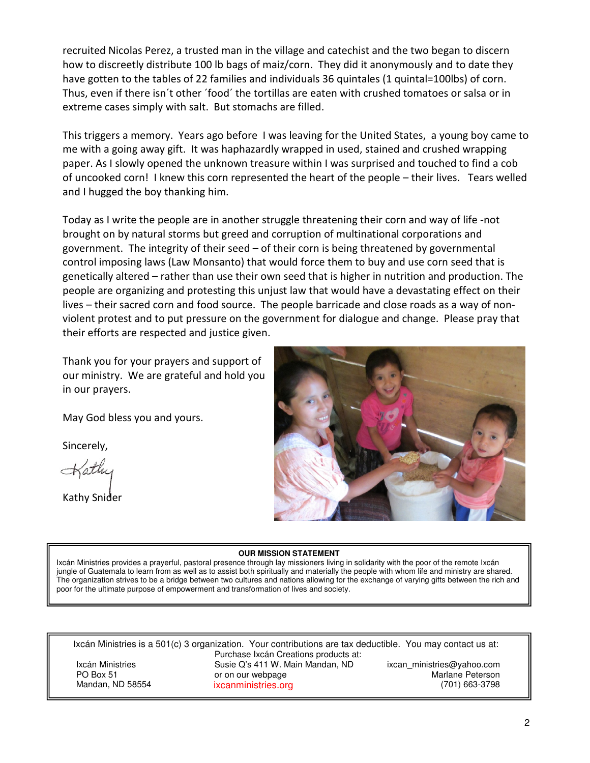recruited Nicolas Perez, a trusted man in the village and catechist and the two began to discern how to discreetly distribute 100 lb bags of maiz/corn. They did it anonymously and to date they have gotten to the tables of 22 families and individuals 36 quintales (1 quintal=100lbs) of corn. Thus, even if there isn´t other ´food´ the tortillas are eaten with crushed tomatoes or salsa or in extreme cases simply with salt. But stomachs are filled.

This triggers a memory. Years ago before I was leaving for the United States, a young boy came to me with a going away gift. It was haphazardly wrapped in used, stained and crushed wrapping paper. As I slowly opened the unknown treasure within I was surprised and touched to find a cob of uncooked corn! I knew this corn represented the heart of the people – their lives. Tears welled and I hugged the boy thanking him.

Today as I write the people are in another struggle threatening their corn and way of life -not brought on by natural storms but greed and corruption of multinational corporations and government. The integrity of their seed – of their corn is being threatened by governmental control imposing laws (Law Monsanto) that would force them to buy and use corn seed that is genetically altered – rather than use their own seed that is higher in nutrition and production. The people are organizing and protesting this unjust law that would have a devastating effect on their lives – their sacred corn and food source. The people barricade and close roads as a way of non-violent protest and to put pressure on the government for dialogue and change. Please pray that their efforts are respected and justice given.

Thank you for your prayers and support of our ministry. We are grateful and hold you in our prayers.

May God bless you and yours.

Sincerely,

Kathy

Kathy Snider

**OUR MISSION STATEMENT**

Ixcán Ministries provides a prayerful, pastoral presence through lay missioners living in solidarity with the poor of the remote Ixcán jungle of Guatemala to learn from as well as to assist both spiritually and materially the people with whom life and ministry are shared. The organization strives to be a bridge between two cultures and nations allowing for the exchange of varying gifts between the rich and poor for the ultimate purpose of empowerment and transformation of lives and society.

Ixcán Ministries is a 501(c) 3 organization. Your contributions are tax deductible. You may contact us at:

Ixcán Ministries
PO Box 51
Mandan, ND 58554

Purchase Ixcán Creations products at:
Susie Q's 411 W. Main Mandan, ND
or on our webpage
ixcanministries.org

ixcan_ministries@yahoo.com
Marlane Peterson
(701) 663-3798